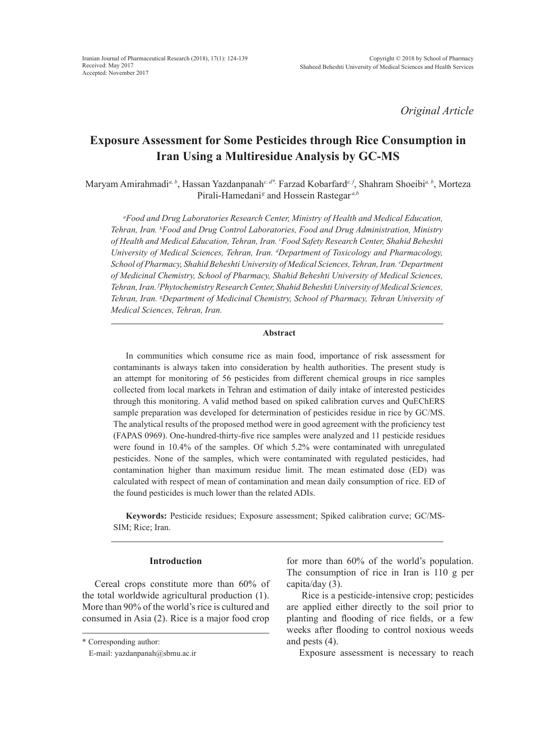*Original Article*

# Exposure Assessment for Some Pesticides through Rice Consumption in Iran Using a Multiresidue Analysis by GC-MS

Maryam Amirahmadi[a, b], Hassan Yazdanpanah[c, d*], Farzad Kobarfard[e, f], Shahram Shoeibi[a, b], Morteza Pirali-Hamedani[g] and Hossein Rastegar[a,b]

*[a]Food and Drug Laboratories Research Center, Ministry of Health and Medical Education, Tehran, Iran. [b]Food and Drug Control Laboratories, Food and Drug Administration, Ministry of Health and Medical Education, Tehran, Iran. [c]Food Safety Research Center, Shahid Beheshti University of Medical Sciences, Tehran, Iran. [d]Department of Toxicology and Pharmacology, School of Pharmacy, Shahid Beheshti University of Medical Sciences, Tehran, Iran. [e]Department of Medicinal Chemistry, School of Pharmacy, Shahid Beheshti University of Medical Sciences, Tehran, Iran. [f]Phytochemistry Research Center, Shahid Beheshti University of Medical Sciences, Tehran, Iran. [g]Department of Medicinal Chemistry, School of Pharmacy, Tehran University of Medical Sciences, Tehran, Iran.*

## Abstract

In communities which consume rice as main food, importance of risk assessment for contaminants is always taken into consideration by health authorities. The present study is an attempt for monitoring of 56 pesticides from different chemical groups in rice samples collected from local markets in Tehran and estimation of daily intake of interested pesticides through this monitoring. A valid method based on spiked calibration curves and QuEChERS sample preparation was developed for determination of pesticides residue in rice by GC/MS. The analytical results of the proposed method were in good agreement with the proficiency test (FAPAS 0969). One-hundred-thirty-five rice samples were analyzed and 11 pesticide residues were found in 10.4% of the samples. Of which 5.2% were contaminated with unregulated pesticides. None of the samples, which were contaminated with regulated pesticides, had contamination higher than maximum residue limit. The mean estimated dose (ED) was calculated with respect of mean of contamination and mean daily consumption of rice. ED of the found pesticides is much lower than the related ADIs.

**Keywords:** Pesticide residues; Exposure assessment; Spiked calibration curve; GC/MS-SIM; Rice; Iran.

## Introduction

Cereal crops constitute more than 60% of the total worldwide agricultural production (1). More than 90% of the world's rice is cultured and consumed in Asia (2). Rice is a major food crop for more than 60% of the world's population. The consumption of rice in Iran is 110 g per capita/day (3).

Rice is a pesticide-intensive crop; pesticides are applied either directly to the soil prior to planting and flooding of rice fields, or a few weeks after flooding to control noxious weeds and pests (4).

Exposure assessment is necessary to reach

\* Corresponding author:
E-mail: yazdanpanah@sbmu.ac.ir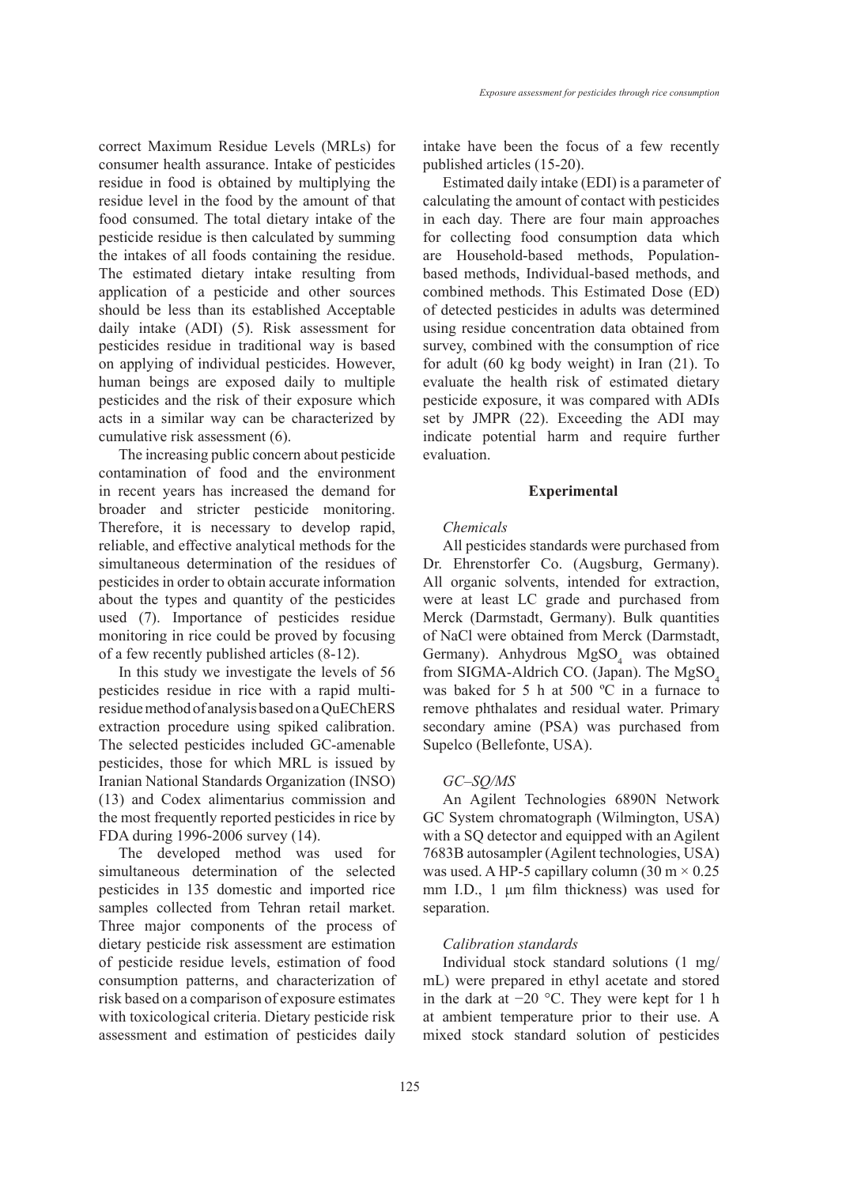correct Maximum Residue Levels (MRLs) for consumer health assurance. Intake of pesticides residue in food is obtained by multiplying the residue level in the food by the amount of that food consumed. The total dietary intake of the pesticide residue is then calculated by summing the intakes of all foods containing the residue. The estimated dietary intake resulting from application of a pesticide and other sources should be less than its established Acceptable daily intake (ADI) (5). Risk assessment for pesticides residue in traditional way is based on applying of individual pesticides. However, human beings are exposed daily to multiple pesticides and the risk of their exposure which acts in a similar way can be characterized by cumulative risk assessment (6).

The increasing public concern about pesticide contamination of food and the environment in recent years has increased the demand for broader and stricter pesticide monitoring. Therefore, it is necessary to develop rapid, reliable, and effective analytical methods for the simultaneous determination of the residues of pesticides in order to obtain accurate information about the types and quantity of the pesticides used (7). Importance of pesticides residue monitoring in rice could be proved by focusing of a few recently published articles (8-12).

In this study we investigate the levels of 56 pesticides residue in rice with a rapid multiresidue method of analysis based on a QuEChERS extraction procedure using spiked calibration. The selected pesticides included GC-amenable pesticides, those for which MRL is issued by Iranian National Standards Organization (INSO) (13) and Codex alimentarius commission and the most frequently reported pesticides in rice by FDA during 1996-2006 survey (14).

The developed method was used for simultaneous determination of the selected pesticides in 135 domestic and imported rice samples collected from Tehran retail market. Three major components of the process of dietary pesticide risk assessment are estimation of pesticide residue levels, estimation of food consumption patterns, and characterization of risk based on a comparison of exposure estimates with toxicological criteria. Dietary pesticide risk assessment and estimation of pesticides daily intake have been the focus of a few recently published articles (15-20).

Estimated daily intake (EDI) is a parameter of calculating the amount of contact with pesticides in each day. There are four main approaches for collecting food consumption data which are Household-based methods, Population-based methods, Individual-based methods, and combined methods. This Estimated Dose (ED) of detected pesticides in adults was determined using residue concentration data obtained from survey, combined with the consumption of rice for adult (60 kg body weight) in Iran (21). To evaluate the health risk of estimated dietary pesticide exposure, it was compared with ADIs set by JMPR (22). Exceeding the ADI may indicate potential harm and require further evaluation.

## Experimental

### *Chemicals*

All pesticides standards were purchased from Dr. Ehrenstorfer Co. (Augsburg, Germany). All organic solvents, intended for extraction, were at least LC grade and purchased from Merck (Darmstadt, Germany). Bulk quantities of NaCl were obtained from Merck (Darmstadt, Germany). Anhydrous $MgSO_4$ was obtained from SIGMA-Aldrich CO. (Japan). The $MgSO_4$ was baked for 5 h at 500 ºC in a furnace to remove phthalates and residual water. Primary secondary amine (PSA) was purchased from Supelco (Bellefonte, USA).

### *GC–SQ/MS*

An Agilent Technologies 6890N Network GC System chromatograph (Wilmington, USA) with a SQ detector and equipped with an Agilent 7683B autosampler (Agilent technologies, USA) was used. A HP-5 capillary column (30 m × 0.25 mm I.D., 1 µm film thickness) was used for separation.

### *Calibration standards*

Individual stock standard solutions (1 mg/mL) were prepared in ethyl acetate and stored in the dark at −20 °C. They were kept for 1 h at ambient temperature prior to their use. A mixed stock standard solution of pesticides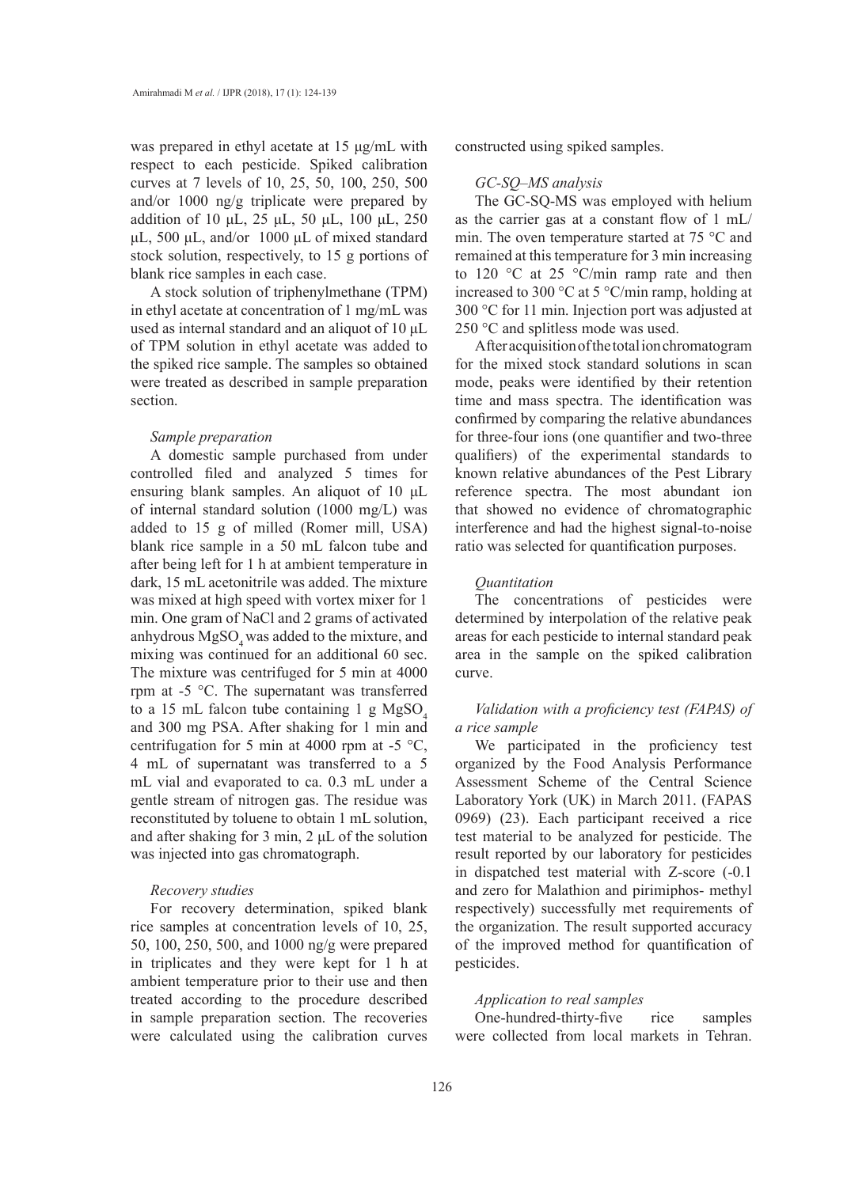was prepared in ethyl acetate at 15 µg/mL with respect to each pesticide. Spiked calibration curves at 7 levels of 10, 25, 50, 100, 250, 500 and/or 1000 ng/g triplicate were prepared by addition of 10 µL, 25 µL, 50 µL, 100 µL, 250 µL, 500 µL, and/or 1000 µL of mixed standard stock solution, respectively, to 15 g portions of blank rice samples in each case.

A stock solution of triphenylmethane (TPM) in ethyl acetate at concentration of 1 mg/mL was used as internal standard and an aliquot of 10 µL of TPM solution in ethyl acetate was added to the spiked rice sample. The samples so obtained were treated as described in sample preparation section.

### *Sample preparation*

A domestic sample purchased from under controlled filed and analyzed 5 times for ensuring blank samples. An aliquot of 10 µL of internal standard solution (1000 mg/L) was added to 15 g of milled (Romer mill, USA) blank rice sample in a 50 mL falcon tube and after being left for 1 h at ambient temperature in dark, 15 mL acetonitrile was added. The mixture was mixed at high speed with vortex mixer for 1 min. One gram of NaCl and 2 grams of activated anhydrous $MgSO_4$ was added to the mixture, and mixing was continued for an additional 60 sec. The mixture was centrifuged for 5 min at 4000 rpm at -5 °C. The supernatant was transferred to a 15 mL falcon tube containing 1 g $MgSO_4$ and 300 mg PSA. After shaking for 1 min and centrifugation for 5 min at 4000 rpm at -5 °C, 4 mL of supernatant was transferred to a 5 mL vial and evaporated to ca. 0.3 mL under a gentle stream of nitrogen gas. The residue was reconstituted by toluene to obtain 1 mL solution, and after shaking for 3 min, 2 µL of the solution was injected into gas chromatograph.

### *Recovery studies*

For recovery determination, spiked blank rice samples at concentration levels of 10, 25, 50, 100, 250, 500, and 1000 ng/g were prepared in triplicates and they were kept for 1 h at ambient temperature prior to their use and then treated according to the procedure described in sample preparation section. The recoveries were calculated using the calibration curves constructed using spiked samples.

### *GC-SQ–MS analysis*

The GC-SQ-MS was employed with helium as the carrier gas at a constant flow of 1 mL/min. The oven temperature started at 75 °C and remained at this temperature for 3 min increasing to 120 °C at 25 °C/min ramp rate and then increased to 300 °C at 5 °C/min ramp, holding at 300 °C for 11 min. Injection port was adjusted at 250 °C and splitless mode was used.

After acquisition of the total ion chromatogram for the mixed stock standard solutions in scan mode, peaks were identified by their retention time and mass spectra. The identification was confirmed by comparing the relative abundances for three-four ions (one quantifier and two-three qualifiers) of the experimental standards to known relative abundances of the Pest Library reference spectra. The most abundant ion that showed no evidence of chromatographic interference and had the highest signal-to-noise ratio was selected for quantification purposes.

### *Quantitation*

The concentrations of pesticides were determined by interpolation of the relative peak areas for each pesticide to internal standard peak area in the sample on the spiked calibration curve.

### *Validation with a proficiency test (FAPAS) of a rice sample*

We participated in the proficiency test organized by the Food Analysis Performance Assessment Scheme of the Central Science Laboratory York (UK) in March 2011. (FAPAS 0969) (23). Each participant received a rice test material to be analyzed for pesticide. The result reported by our laboratory for pesticides in dispatched test material with Z-score (-0.1 and zero for Malathion and pirimiphos- methyl respectively) successfully met requirements of the organization. The result supported accuracy of the improved method for quantification of pesticides.

### *Application to real samples*

One-hundred-thirty-five rice samples were collected from local markets in Tehran.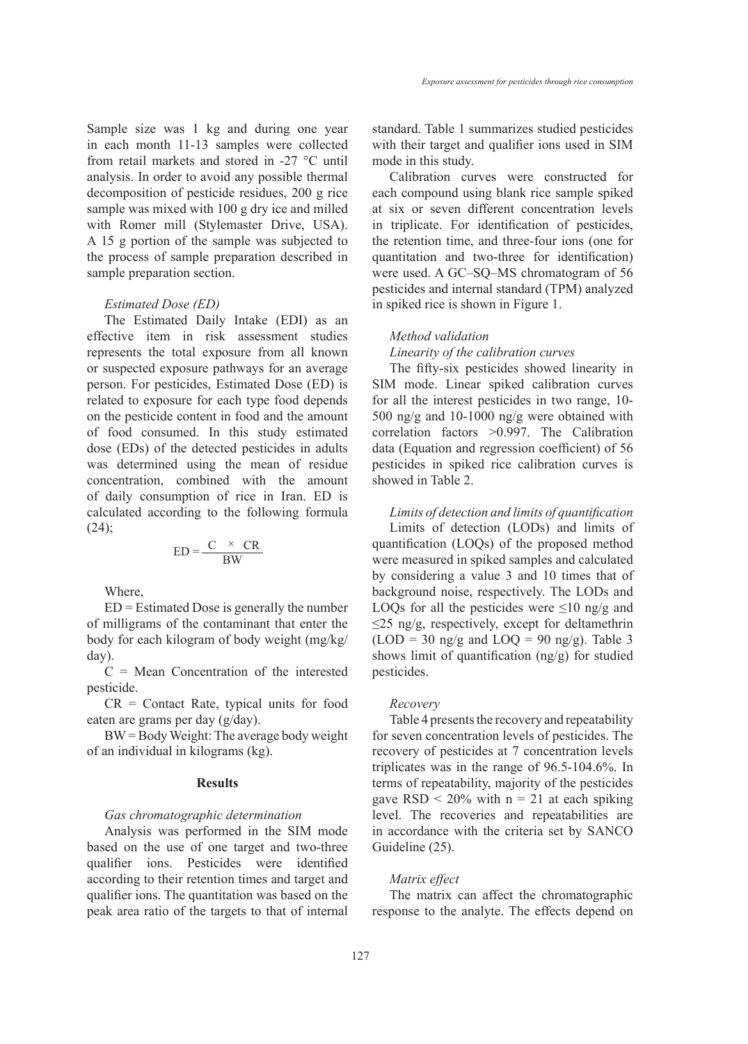Sample size was 1 kg and during one year in each month 11-13 samples were collected from retail markets and stored in -27 °C until analysis. In order to avoid any possible thermal decomposition of pesticide residues, 200 g rice sample was mixed with 100 g dry ice and milled with Romer mill (Stylemaster Drive, USA). A 15 g portion of the sample was subjected to the process of sample preparation described in sample preparation section.

*Estimated Dose (ED)*

The Estimated Daily Intake (EDI) as an effective item in risk assessment studies represents the total exposure from all known or suspected exposure pathways for an average person. For pesticides, Estimated Dose (ED) is related to exposure for each type food depends on the pesticide content in food and the amount of food consumed. In this study estimated dose (EDs) of the detected pesticides in adults was determined using the mean of residue concentration, combined with the amount of daily consumption of rice in Iran. ED is calculated according to the following formula (24);

$$ED = \frac{C \times CR}{BW}$$

Where,

ED = Estimated Dose is generally the number of milligrams of the contaminant that enter the body for each kilogram of body weight (mg/kg/day).

C = Mean Concentration of the interested pesticide.

CR = Contact Rate, typical units for food eaten are grams per day (g/day).

BW = Body Weight: The average body weight of an individual in kilograms (kg).

## Results

*Gas chromatographic determination*

Analysis was performed in the SIM mode based on the use of one target and two-three qualifier ions. Pesticides were identified according to their retention times and target and qualifier ions. The quantitation was based on the peak area ratio of the targets to that of internal standard. Table 1 summarizes studied pesticides with their target and qualifier ions used in SIM mode in this study.

Calibration curves were constructed for each compound using blank rice sample spiked at six or seven different concentration levels in triplicate. For identification of pesticides, the retention time, and three-four ions (one for quantitation and two-three for identification) were used. A GC–SQ–MS chromatogram of 56 pesticides and internal standard (TPM) analyzed in spiked rice is shown in Figure 1.

*Method validation*

*Linearity of the calibration curves*

The fifty-six pesticides showed linearity in SIM mode. Linear spiked calibration curves for all the interest pesticides in two range, 10-500 ng/g and 10-1000 ng/g were obtained with correlation factors >0.997. The Calibration data (Equation and regression coefficient) of 56 pesticides in spiked rice calibration curves is showed in Table 2.

*Limits of detection and limits of quantification*

Limits of detection (LODs) and limits of quantification (LOQs) of the proposed method were measured in spiked samples and calculated by considering a value 3 and 10 times that of background noise, respectively. The LODs and LOQs for all the pesticides were ≤10 ng/g and ≤25 ng/g, respectively, except for deltamethrin (LOD = 30 ng/g and LOQ = 90 ng/g). Table 3 shows limit of quantification (ng/g) for studied pesticides.

*Recovery*

Table 4 presents the recovery and repeatability for seven concentration levels of pesticides. The recovery of pesticides at 7 concentration levels triplicates was in the range of 96.5-104.6%. In terms of repeatability, majority of the pesticides gave RSD < 20% with n = 21 at each spiking level. The recoveries and repeatabilities are in accordance with the criteria set by SANCO Guideline (25).

*Matrix effect*

The matrix can affect the chromatographic response to the analyte. The effects depend on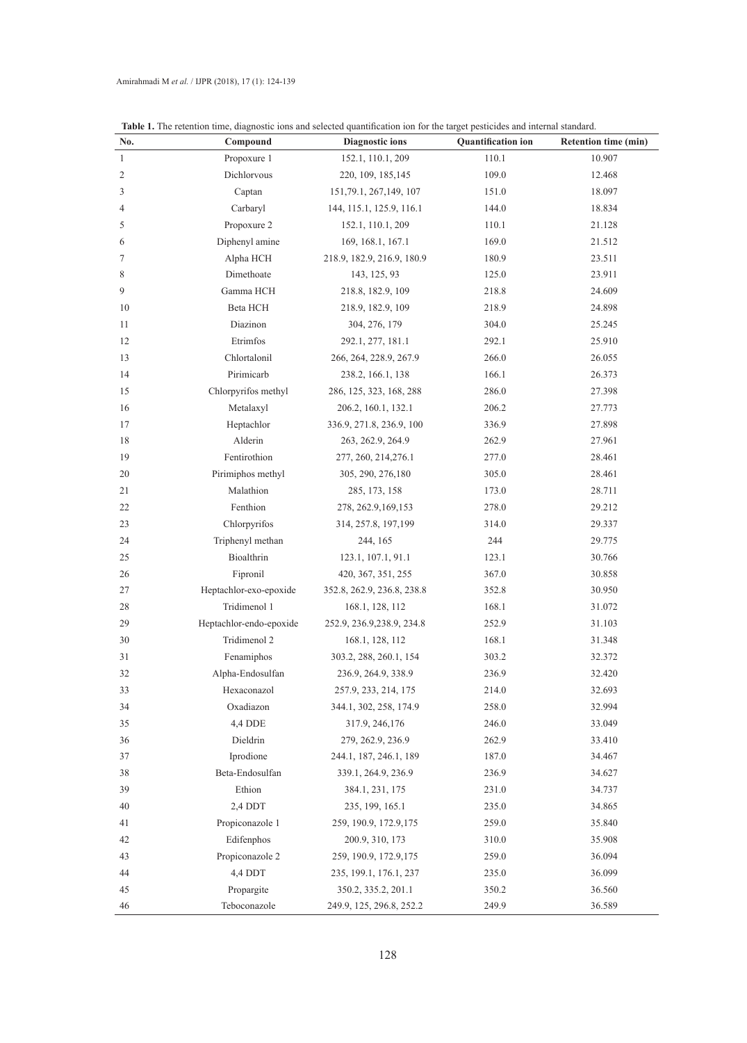**Table 1.** The retention time, diagnostic ions and selected quantification ion for the target pesticides and internal standard.

| No. | Compound | Diagnostic ions | Quantification ion | Retention time (min) |
|---|---|---|---|---|
| 1 | Propoxure 1 | 152.1, 110.1, 209 | 110.1 | 10.907 |
| 2 | Dichlorvous | 220, 109, 185,145 | 109.0 | 12.468 |
| 3 | Captan | 151,79.1, 267,149, 107 | 151.0 | 18.097 |
| 4 | Carbaryl | 144, 115.1, 125.9, 116.1 | 144.0 | 18.834 |
| 5 | Propoxure 2 | 152.1, 110.1, 209 | 110.1 | 21.128 |
| 6 | Diphenyl amine | 169, 168.1, 167.1 | 169.0 | 21.512 |
| 7 | Alpha HCH | 218.9, 182.9, 216.9, 180.9 | 180.9 | 23.511 |
| 8 | Dimethoate | 143, 125, 93 | 125.0 | 23.911 |
| 9 | Gamma HCH | 218.8, 182.9, 109 | 218.8 | 24.609 |
| 10 | Beta HCH | 218.9, 182.9, 109 | 218.9 | 24.898 |
| 11 | Diazinon | 304, 276, 179 | 304.0 | 25.245 |
| 12 | Etrimfos | 292.1, 277, 181.1 | 292.1 | 25.910 |
| 13 | Chlortalonil | 266, 264, 228.9, 267.9 | 266.0 | 26.055 |
| 14 | Pirimicarb | 238.2, 166.1, 138 | 166.1 | 26.373 |
| 15 | Chlorpyrifos methyl | 286, 125, 323, 168, 288 | 286.0 | 27.398 |
| 16 | Metalaxyl | 206.2, 160.1, 132.1 | 206.2 | 27.773 |
| 17 | Heptachlor | 336.9, 271.8, 236.9, 100 | 336.9 | 27.898 |
| 18 | Alderin | 263, 262.9, 264.9 | 262.9 | 27.961 |
| 19 | Fentirothion | 277, 260, 214,276.1 | 277.0 | 28.461 |
| 20 | Pirimiphos methyl | 305, 290, 276,180 | 305.0 | 28.461 |
| 21 | Malathion | 285, 173, 158 | 173.0 | 28.711 |
| 22 | Fenthion | 278, 262.9,169,153 | 278.0 | 29.212 |
| 23 | Chlorpyrifos | 314, 257.8, 197,199 | 314.0 | 29.337 |
| 24 | Triphenyl methan | 244, 165 | 244 | 29.775 |
| 25 | Bioalthrin | 123.1, 107.1, 91.1 | 123.1 | 30.766 |
| 26 | Fipronil | 420, 367, 351, 255 | 367.0 | 30.858 |
| 27 | Heptachlor-exo-epoxide | 352.8, 262.9, 236.8, 238.8 | 352.8 | 30.950 |
| 28 | Tridimenol 1 | 168.1, 128, 112 | 168.1 | 31.072 |
| 29 | Heptachlor-endo-epoxide | 252.9, 236.9,238.9, 234.8 | 252.9 | 31.103 |
| 30 | Tridimenol 2 | 168.1, 128, 112 | 168.1 | 31.348 |
| 31 | Fenamiphos | 303.2, 288, 260.1, 154 | 303.2 | 32.372 |
| 32 | Alpha-Endosulfan | 236.9, 264.9, 338.9 | 236.9 | 32.420 |
| 33 | Hexaconazol | 257.9, 233, 214, 175 | 214.0 | 32.693 |
| 34 | Oxadiazon | 344.1, 302, 258, 174.9 | 258.0 | 32.994 |
| 35 | 4,4 DDE | 317.9, 246,176 | 246.0 | 33.049 |
| 36 | Dieldrin | 279, 262.9, 236.9 | 262.9 | 33.410 |
| 37 | Iprodione | 244.1, 187, 246.1, 189 | 187.0 | 34.467 |
| 38 | Beta-Endosulfan | 339.1, 264.9, 236.9 | 236.9 | 34.627 |
| 39 | Ethion | 384.1, 231, 175 | 231.0 | 34.737 |
| 40 | 2,4 DDT | 235, 199, 165.1 | 235.0 | 34.865 |
| 41 | Propiconazole 1 | 259, 190.9, 172.9,175 | 259.0 | 35.840 |
| 42 | Edifenphos | 200.9, 310, 173 | 310.0 | 35.908 |
| 43 | Propiconazole 2 | 259, 190.9, 172.9,175 | 259.0 | 36.094 |
| 44 | 4,4 DDT | 235, 199.1, 176.1, 237 | 235.0 | 36.099 |
| 45 | Propargite | 350.2, 335.2, 201.1 | 350.2 | 36.560 |
| 46 | Teboconazole | 249.9, 125, 296.8, 252.2 | 249.9 | 36.589 |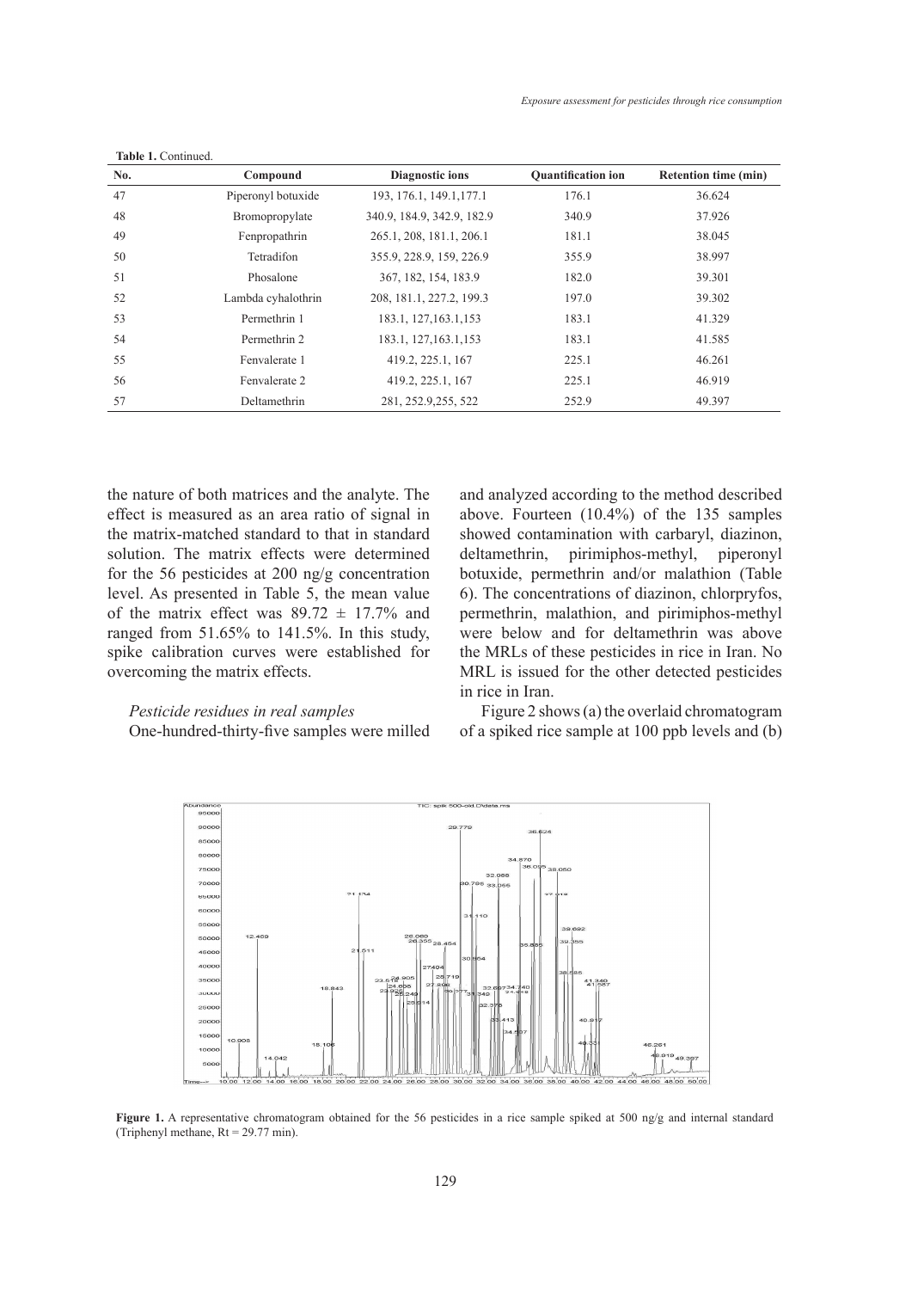**Table 1.** Continued.

| No. | Compound | Diagnostic ions | Quantification ion | Retention time (min) |
|---|---|---|---|---|
| 47 | Piperonyl botuxide | 193, 176.1, 149.1,177.1 | 176.1 | 36.624 |
| 48 | Bromopropylate | 340.9, 184.9, 342.9, 182.9 | 340.9 | 37.926 |
| 49 | Fenpropathrin | 265.1, 208, 181.1, 206.1 | 181.1 | 38.045 |
| 50 | Tetradifon | 355.9, 228.9, 159, 226.9 | 355.9 | 38.997 |
| 51 | Phosalone | 367, 182, 154, 183.9 | 182.0 | 39.301 |
| 52 | Lambda cyhalothrin | 208, 181.1, 227.2, 199.3 | 197.0 | 39.302 |
| 53 | Permethrin 1 | 183.1, 127,163.1,153 | 183.1 | 41.329 |
| 54 | Permethrin 2 | 183.1, 127,163.1,153 | 183.1 | 41.585 |
| 55 | Fenvalerate 1 | 419.2, 225.1, 167 | 225.1 | 46.261 |
| 56 | Fenvalerate 2 | 419.2, 225.1, 167 | 225.1 | 46.919 |
| 57 | Deltamethrin | 281, 252.9,255, 522 | 252.9 | 49.397 |

the nature of both matrices and the analyte. The effect is measured as an area ratio of signal in the matrix-matched standard to that in standard solution. The matrix effects were determined for the 56 pesticides at 200 ng/g concentration level. As presented in Table 5, the mean value of the matrix effect was $89.72 \pm 17.7\%$ and ranged from 51.65% to 141.5%. In this study, spike calibration curves were established for overcoming the matrix effects.

*Pesticide residues in real samples*

One-hundred-thirty-five samples were milled and analyzed according to the method described above. Fourteen (10.4%) of the 135 samples showed contamination with carbaryl, diazinon, deltamethrin, pirimiphos-methyl, piperonyl botuxide, permethrin and/or malathion (Table 6). The concentrations of diazinon, chlorpyfos, permethrin, malathion, and pirimiphos-methyl were below and for deltamethrin was above the MRLs of these pesticides in rice in Iran. No MRL is issued for the other detected pesticides in rice in Iran.

Figure 2 shows (a) the overlaid chromatogram of a spiked rice sample at 100 ppb levels and (b)

**Figure 1.** A representative chromatogram obtained for the 56 pesticides in a rice sample spiked at 500 ng/g and internal standard (Triphenyl methane, Rt = 29.77 min).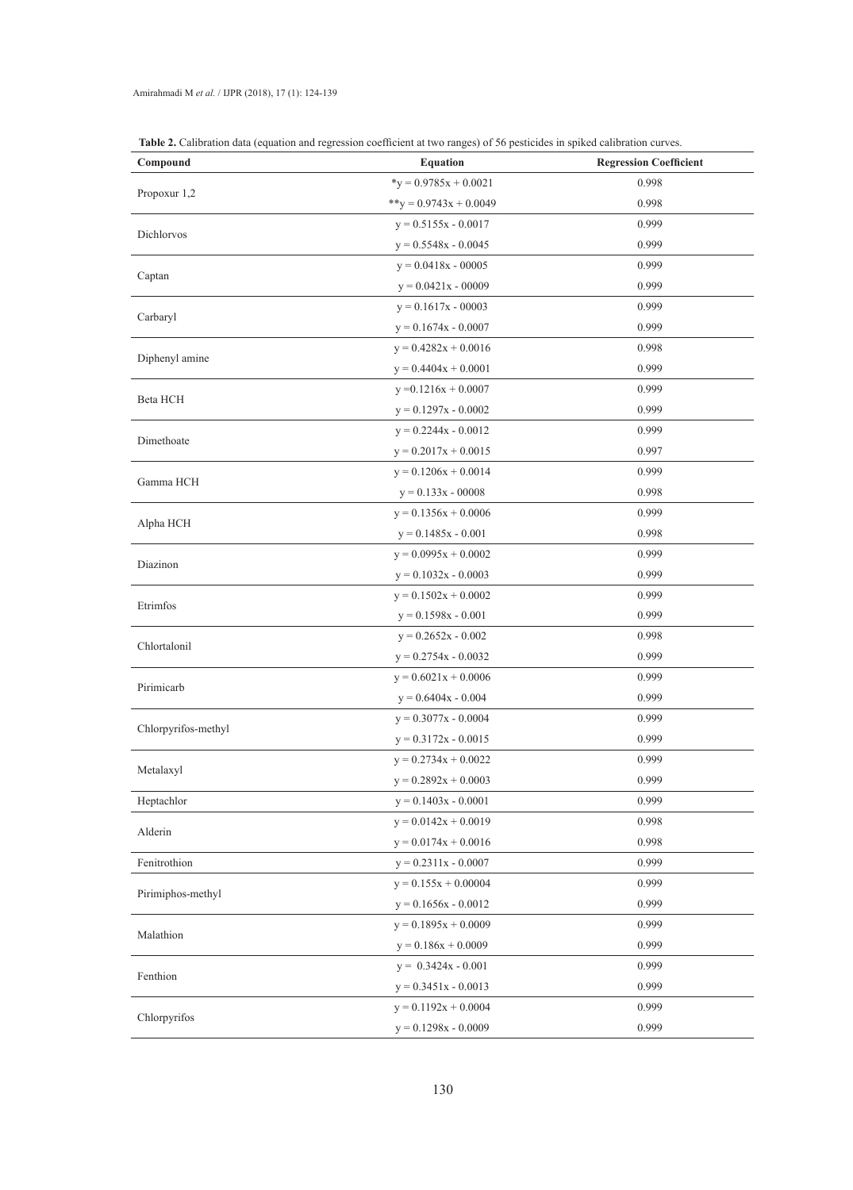**Table 2.** Calibration data (equation and regression coefficient at two ranges) of 56 pesticides in spiked calibration curves.

| Compound | Equation | Regression Coefficient |
|---|---|---|
| Propoxur 1,2 | *y = 0.9785x + 0.0021 | 0.998 |
| | **y = 0.9743x + 0.0049 | 0.998 |
| Dichlorvos | y = 0.5155x - 0.0017 | 0.999 |
| | y = 0.5548x - 0.0045 | 0.999 |
| Captan | y = 0.0418x - 00005 | 0.999 |
| | y = 0.0421x - 00009 | 0.999 |
| Carbaryl | y = 0.1617x - 00003 | 0.999 |
| | y = 0.1674x - 0.0007 | 0.999 |
| Diphenyl amine | y = 0.4282x + 0.0016 | 0.998 |
| | y = 0.4404x + 0.0001 | 0.999 |
| Beta HCH | y =0.1216x + 0.0007 | 0.999 |
| | y = 0.1297x - 0.0002 | 0.999 |
| Dimethoate | y = 0.2244x - 0.0012 | 0.999 |
| | y = 0.2017x + 0.0015 | 0.997 |
| Gamma HCH | y = 0.1206x + 0.0014 | 0.999 |
| | y = 0.133x - 00008 | 0.998 |
| Alpha HCH | y = 0.1356x + 0.0006 | 0.999 |
| | y = 0.1485x - 0.001 | 0.998 |
| Diazinon | y = 0.0995x + 0.0002 | 0.999 |
| | y = 0.1032x - 0.0003 | 0.999 |
| Etrimfos | y = 0.1502x + 0.0002 | 0.999 |
| | y = 0.1598x - 0.001 | 0.999 |
| Chlortalonil | y = 0.2652x - 0.002 | 0.998 |
| | y = 0.2754x - 0.0032 | 0.999 |
| Pirimicarb | y = 0.6021x + 0.0006 | 0.999 |
| | y = 0.6404x - 0.004 | 0.999 |
| Chlorpyrifos-methyl | y = 0.3077x - 0.0004 | 0.999 |
| | y = 0.3172x - 0.0015 | 0.999 |
| Metalaxyl | y = 0.2734x + 0.0022 | 0.999 |
| | y = 0.2892x + 0.0003 | 0.999 |
| Heptachlor | y = 0.1403x - 0.0001 | 0.999 |
| Alderin | y = 0.0142x + 0.0019 | 0.998 |
| | y = 0.0174x + 0.0016 | 0.998 |
| Fenitrothion | y = 0.2311x - 0.0007 | 0.999 |
| Pirimiphos-methyl | y = 0.155x + 0.00004 | 0.999 |
| | y = 0.1656x - 0.0012 | 0.999 |
| Malathion | y = 0.1895x + 0.0009 | 0.999 |
| | y = 0.186x + 0.0009 | 0.999 |
| Fenthion | y = 0.3424x - 0.001 | 0.999 |
| | y = 0.3451x - 0.0013 | 0.999 |
| Chlorpyrifos | y = 0.1192x + 0.0004 | 0.999 |
| | y = 0.1298x - 0.0009 | 0.999 |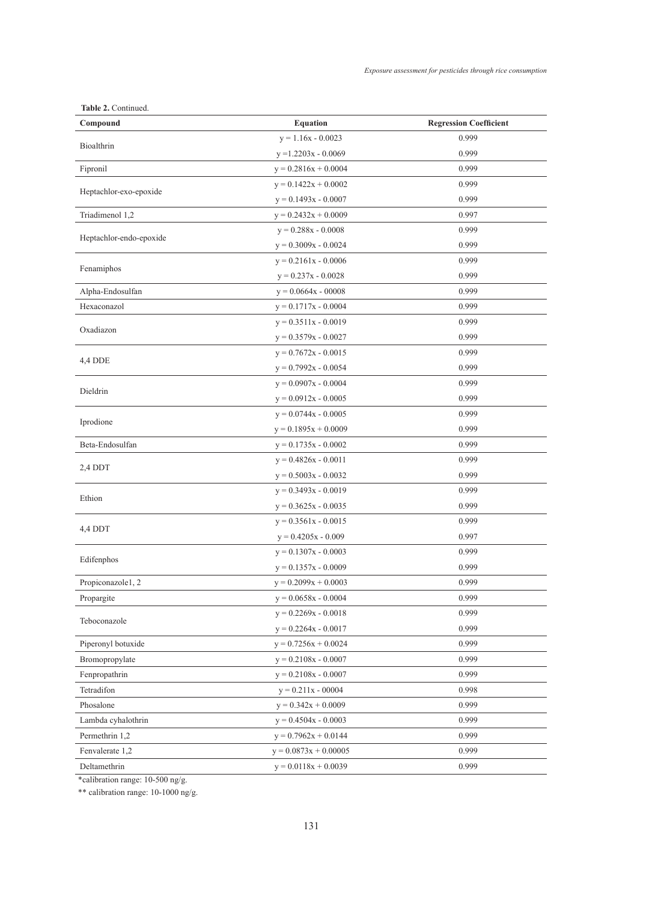**Table 2.** Continued.

| Compound | Equation | Regression Coefficient |
|---|---|---|
| Bioalthrin | $y = 1.16x - 0.0023$ | 0.999 |
| | $y = 1.2203x - 0.0069$ | 0.999 |
| Fipronil | $y = 0.2816x + 0.0004$ | 0.999 |
| Heptachlor-exo-epoxide | $y = 0.1422x + 0.0002$ | 0.999 |
| | $y = 0.1493x - 0.0007$ | 0.999 |
| Triadimenol 1,2 | $y = 0.2432x + 0.0009$ | 0.997 |
| Heptachlor-endo-epoxide | $y = 0.288x - 0.0008$ | 0.999 |
| | $y = 0.3009x - 0.0024$ | 0.999 |
| Fenamiphos | $y = 0.2161x - 0.0006$ | 0.999 |
| | $y = 0.237x - 0.0028$ | 0.999 |
| Alpha-Endosulfan | $y = 0.0664x - 00008$ | 0.999 |
| Hexaconazol | $y = 0.1717x - 0.0004$ | 0.999 |
| Oxadiazon | $y = 0.3511x - 0.0019$ | 0.999 |
| | $y = 0.3579x - 0.0027$ | 0.999 |
| 4,4 DDE | $y = 0.7672x - 0.0015$ | 0.999 |
| | $y = 0.7992x - 0.0054$ | 0.999 |
| Dieldrin | $y = 0.0907x - 0.0004$ | 0.999 |
| | $y = 0.0912x - 0.0005$ | 0.999 |
| Iprodione | $y = 0.0744x - 0.0005$ | 0.999 |
| | $y = 0.1895x + 0.0009$ | 0.999 |
| Beta-Endosulfan | $y = 0.1735x - 0.0002$ | 0.999 |
| 2,4 DDT | $y = 0.4826x - 0.0011$ | 0.999 |
| | $y = 0.5003x - 0.0032$ | 0.999 |
| Ethion | $y = 0.3493x - 0.0019$ | 0.999 |
| | $y = 0.3625x - 0.0035$ | 0.999 |
| 4,4 DDT | $y = 0.3561x - 0.0015$ | 0.999 |
| | $y = 0.4205x - 0.009$ | 0.997 |
| Edifenphos | $y = 0.1307x - 0.0003$ | 0.999 |
| | $y = 0.1357x - 0.0009$ | 0.999 |
| Propiconazole1, 2 | $y = 0.2099x + 0.0003$ | 0.999 |
| Propargite | $y = 0.0658x - 0.0004$ | 0.999 |
| Teboconazole | $y = 0.2269x - 0.0018$ | 0.999 |
| | $y = 0.2264x - 0.0017$ | 0.999 |
| Piperonyl botuxide | $y = 0.7256x + 0.0024$ | 0.999 |
| Bromopropylate | $y = 0.2108x - 0.0007$ | 0.999 |
| Fenpropathrin | $y = 0.2108x - 0.0007$ | 0.999 |
| Tetradifon | $y = 0.211x - 00004$ | 0.998 |
| Phosalone | $y = 0.342x + 0.0009$ | 0.999 |
| Lambda cyhalothrin | $y = 0.4504x - 0.0003$ | 0.999 |
| Permethrin 1,2 | $y = 0.7962x + 0.0144$ | 0.999 |
| Fenvalerate 1,2 | $y = 0.0873x + 0.00005$ | 0.999 |
| Deltamethrin | $y = 0.0118x + 0.0039$ | 0.999 |

*calibration range: 10-500 ng/g.

** calibration range: 10-1000 ng/g.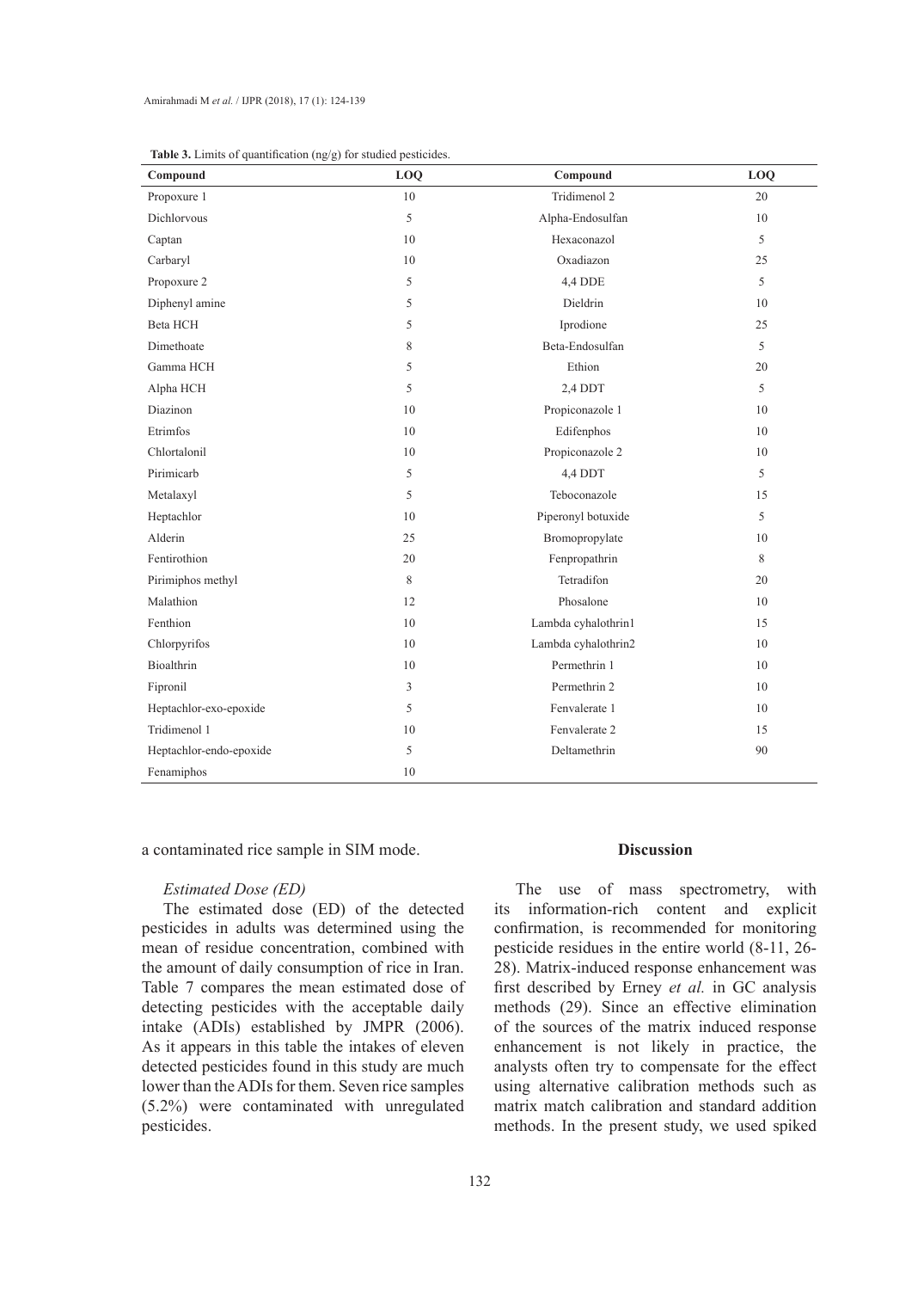**Table 3.** Limits of quantification (ng/g) for studied pesticides.

| Compound | LOQ | Compound | LOQ |
|---|---|---|---|
| Propoxure 1 | 10 | Tridimenol 2 | 20 |
| Dichlorvous | 5 | Alpha-Endosulfan | 10 |
| Captan | 10 | Hexaconazol | 5 |
| Carbaryl | 10 | Oxadiazon | 25 |
| Propoxure 2 | 5 | 4,4 DDE | 5 |
| Diphenyl amine | 5 | Dieldrin | 10 |
| Beta HCH | 5 | Iprodione | 25 |
| Dimethoate | 8 | Beta-Endosulfan | 5 |
| Gamma HCH | 5 | Ethion | 20 |
| Alpha HCH | 5 | 2,4 DDT | 5 |
| Diazinon | 10 | Propiconazole 1 | 10 |
| Etrimfos | 10 | Edifenphos | 10 |
| Chlortalonil | 10 | Propiconazole 2 | 10 |
| Pirimicarb | 5 | 4,4 DDT | 5 |
| Metalaxyl | 5 | Teboconazole | 15 |
| Heptachlor | 10 | Piperonyl botuxide | 5 |
| Alderin | 25 | Bromopropylate | 10 |
| Fentirothion | 20 | Fenpropathrin | 8 |
| Pirimiphos methyl | 8 | Tetradifon | 20 |
| Malathion | 12 | Phosalone | 10 |
| Fenthion | 10 | Lambda cyhalothrin1 | 15 |
| Chlorpyrifos | 10 | Lambda cyhalothrin2 | 10 |
| Bioalthrin | 10 | Permethrin 1 | 10 |
| Fipronil | 3 | Permethrin 2 | 10 |
| Heptachlor-exo-epoxide | 5 | Fenvalerate 1 | 10 |
| Tridimenol 1 | 10 | Fenvalerate 2 | 15 |
| Heptachlor-endo-epoxide | 5 | Deltamethrin | 90 |
| Fenamiphos | 10 | | |

a contaminated rice sample in SIM mode.

*Estimated Dose (ED)*

The estimated dose (ED) of the detected pesticides in adults was determined using the mean of residue concentration, combined with the amount of daily consumption of rice in Iran. Table 7 compares the mean estimated dose of detecting pesticides with the acceptable daily intake (ADIs) established by JMPR (2006). As it appears in this table the intakes of eleven detected pesticides found in this study are much lower than the ADIs for them. Seven rice samples (5.2%) were contaminated with unregulated pesticides.

## Discussion

The use of mass spectrometry, with its information-rich content and explicit confirmation, is recommended for monitoring pesticide residues in the entire world (8-11, 26-28). Matrix-induced response enhancement was first described by Erney *et al.* in GC analysis methods (29). Since an effective elimination of the sources of the matrix induced response enhancement is not likely in practice, the analysts often try to compensate for the effect using alternative calibration methods such as matrix match calibration and standard addition methods. In the present study, we used spiked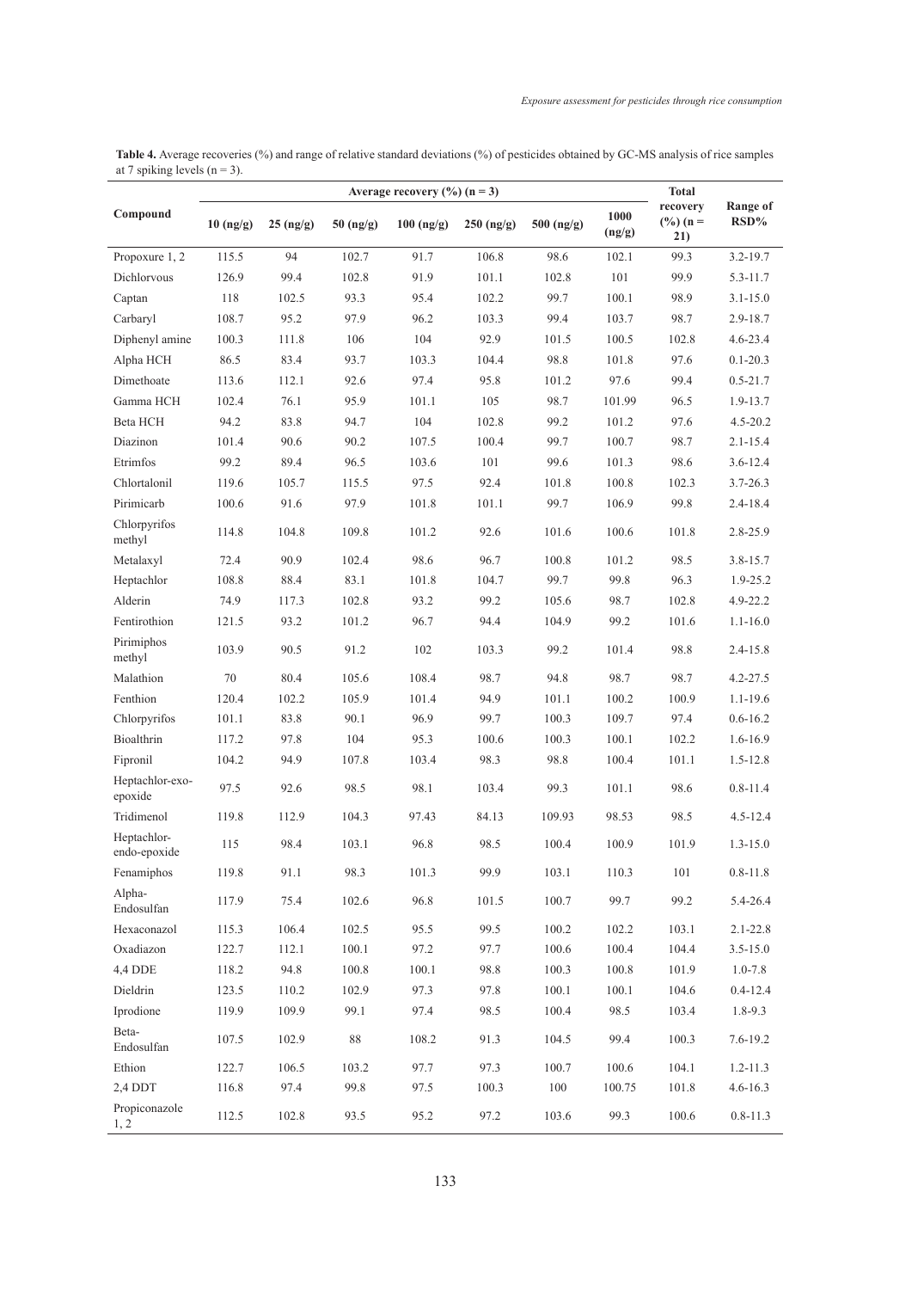**Table 4.** Average recoveries (%) and range of relative standard deviations (%) of pesticides obtained by GC-MS analysis of rice samples at 7 spiking levels (n = 3).

| Compound | Average recovery (%) (n = 3) | | | | | | | Total recovery (%) (n = 21) | Range of RSD% |
|---|---|---|---|---|---|---|---|---|---|
| | 10 (ng/g) | 25 (ng/g) | 50 (ng/g) | 100 (ng/g) | 250 (ng/g) | 500 (ng/g) | 1000 (ng/g) | | |
| Propoxure 1, 2 | 115.5 | 94 | 102.7 | 91.7 | 106.8 | 98.6 | 102.1 | 99.3 | 3.2-19.7 |
| Dichlorvous | 126.9 | 99.4 | 102.8 | 91.9 | 101.1 | 102.8 | 101 | 99.9 | 5.3-11.7 |
| Captan | 118 | 102.5 | 93.3 | 95.4 | 102.2 | 99.7 | 100.1 | 98.9 | 3.1-15.0 |
| Carbaryl | 108.7 | 95.2 | 97.9 | 96.2 | 103.3 | 99.4 | 103.7 | 98.7 | 2.9-18.7 |
| Diphenyl amine | 100.3 | 111.8 | 106 | 104 | 92.9 | 101.5 | 100.5 | 102.8 | 4.6-23.4 |
| Alpha HCH | 86.5 | 83.4 | 93.7 | 103.3 | 104.4 | 98.8 | 101.8 | 97.6 | 0.1-20.3 |
| Dimethoate | 113.6 | 112.1 | 92.6 | 97.4 | 95.8 | 101.2 | 97.6 | 99.4 | 0.5-21.7 |
| Gamma HCH | 102.4 | 76.1 | 95.9 | 101.1 | 105 | 98.7 | 101.99 | 96.5 | 1.9-13.7 |
| Beta HCH | 94.2 | 83.8 | 94.7 | 104 | 102.8 | 99.2 | 101.2 | 97.6 | 4.5-20.2 |
| Diazinon | 101.4 | 90.6 | 90.2 | 107.5 | 100.4 | 99.7 | 100.7 | 98.7 | 2.1-15.4 |
| Etrimfos | 99.2 | 89.4 | 96.5 | 103.6 | 101 | 99.6 | 101.3 | 98.6 | 3.6-12.4 |
| Chlortalonil | 119.6 | 105.7 | 115.5 | 97.5 | 92.4 | 101.8 | 100.8 | 102.3 | 3.7-26.3 |
| Pirimicarb | 100.6 | 91.6 | 97.9 | 101.8 | 101.1 | 99.7 | 106.9 | 99.8 | 2.4-18.4 |
| Chlorpyrifos methyl | 114.8 | 104.8 | 109.8 | 101.2 | 92.6 | 101.6 | 100.6 | 101.8 | 2.8-25.9 |
| Metalaxyl | 72.4 | 90.9 | 102.4 | 98.6 | 96.7 | 100.8 | 101.2 | 98.5 | 3.8-15.7 |
| Heptachlor | 108.8 | 88.4 | 83.1 | 101.8 | 104.7 | 99.7 | 99.8 | 96.3 | 1.9-25.2 |
| Alderin | 74.9 | 117.3 | 102.8 | 93.2 | 99.2 | 105.6 | 98.7 | 102.8 | 4.9-22.2 |
| Fentirothion | 121.5 | 93.2 | 101.2 | 96.7 | 94.4 | 104.9 | 99.2 | 101.6 | 1.1-16.0 |
| Pirimiphos methyl | 103.9 | 90.5 | 91.2 | 102 | 103.3 | 99.2 | 101.4 | 98.8 | 2.4-15.8 |
| Malathion | 70 | 80.4 | 105.6 | 108.4 | 98.7 | 94.8 | 98.7 | 98.7 | 4.2-27.5 |
| Fenthion | 120.4 | 102.2 | 105.9 | 101.4 | 94.9 | 101.1 | 100.2 | 100.9 | 1.1-19.6 |
| Chlorpyrifos | 101.1 | 83.8 | 90.1 | 96.9 | 99.7 | 100.3 | 109.7 | 97.4 | 0.6-16.2 |
| Bioalthrin | 117.2 | 97.8 | 104 | 95.3 | 100.6 | 100.3 | 100.1 | 102.2 | 1.6-16.9 |
| Fipronil | 104.2 | 94.9 | 107.8 | 103.4 | 98.3 | 98.8 | 100.4 | 101.1 | 1.5-12.8 |
| Heptachlor-exo-epoxide | 97.5 | 92.6 | 98.5 | 98.1 | 103.4 | 99.3 | 101.1 | 98.6 | 0.8-11.4 |
| Tridimenol | 119.8 | 112.9 | 104.3 | 97.43 | 84.13 | 109.93 | 98.53 | 98.5 | 4.5-12.4 |
| Heptachlor-endo-epoxide | 115 | 98.4 | 103.1 | 96.8 | 98.5 | 100.4 | 100.9 | 101.9 | 1.3-15.0 |
| Fenamiphos | 119.8 | 91.1 | 98.3 | 101.3 | 99.9 | 103.1 | 110.3 | 101 | 0.8-11.8 |
| Alpha-Endosulfan | 117.9 | 75.4 | 102.6 | 96.8 | 101.5 | 100.7 | 99.7 | 99.2 | 5.4-26.4 |
| Hexaconazol | 115.3 | 106.4 | 102.5 | 95.5 | 99.5 | 100.2 | 102.2 | 103.1 | 2.1-22.8 |
| Oxadiazon | 122.7 | 112.1 | 100.1 | 97.2 | 97.7 | 100.6 | 100.4 | 104.4 | 3.5-15.0 |
| 4,4 DDE | 118.2 | 94.8 | 100.8 | 100.1 | 98.8 | 100.3 | 100.8 | 101.9 | 1.0-7.8 |
| Dieldrin | 123.5 | 110.2 | 102.9 | 97.3 | 97.8 | 100.1 | 100.1 | 104.6 | 0.4-12.4 |
| Iprodione | 119.9 | 109.9 | 99.1 | 97.4 | 98.5 | 100.4 | 98.5 | 103.4 | 1.8-9.3 |
| Beta-Endosulfan | 107.5 | 102.9 | 88 | 108.2 | 91.3 | 104.5 | 99.4 | 100.3 | 7.6-19.2 |
| Ethion | 122.7 | 106.5 | 103.2 | 97.7 | 97.3 | 100.7 | 100.6 | 104.1 | 1.2-11.3 |
| 2,4 DDT | 116.8 | 97.4 | 99.8 | 97.5 | 100.3 | 100 | 100.75 | 101.8 | 4.6-16.3 |
| Propiconazole 1, 2 | 112.5 | 102.8 | 93.5 | 95.2 | 97.2 | 103.6 | 99.3 | 100.6 | 0.8-11.3 |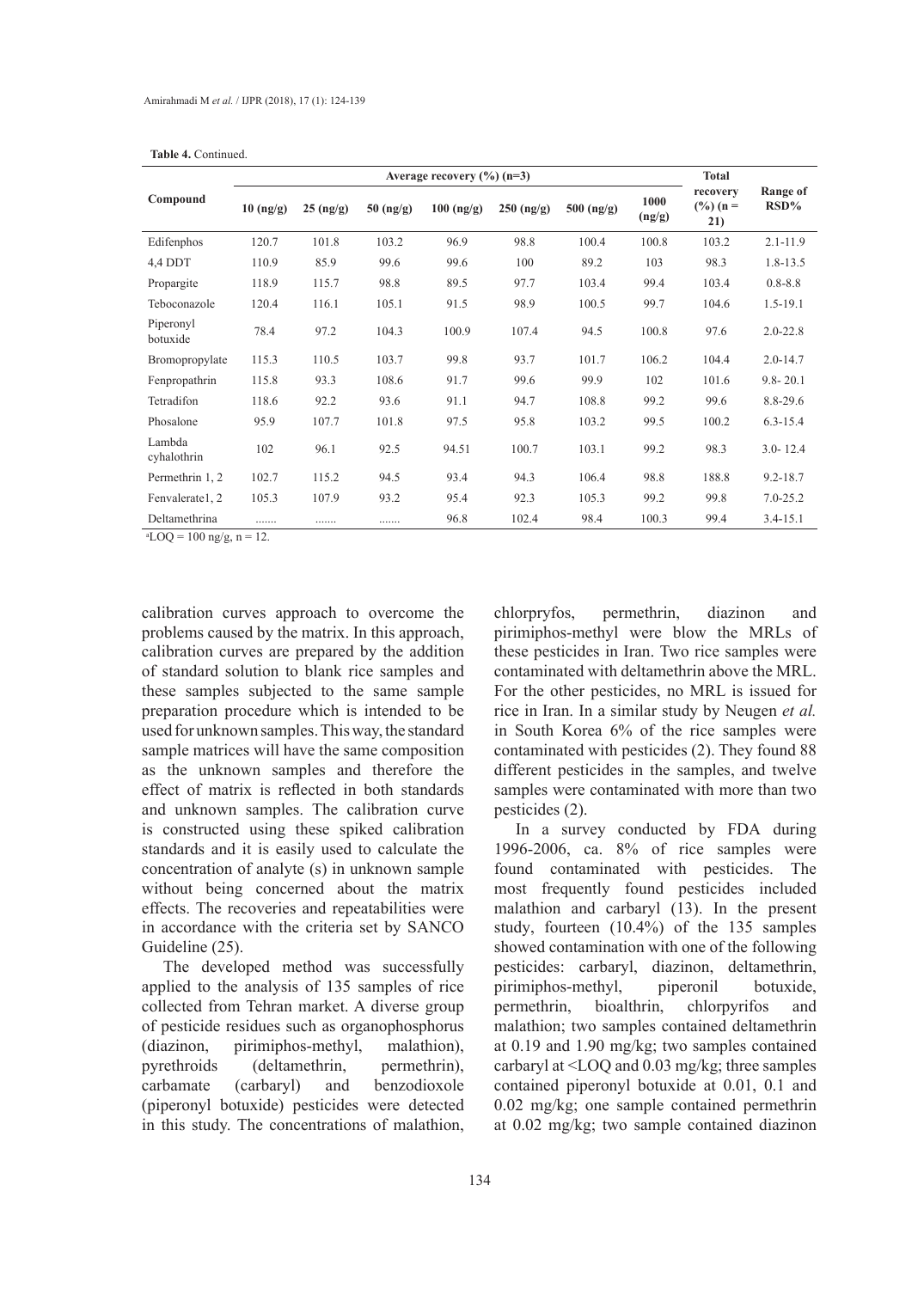**Table 4.** Continued.

| Compound | Average recovery (%) (n=3) | | | | | | | Total recovery (%) (n = 21) | Range of RSD% |
|---|---|---|---|---|---|---|---|---|---|
| | 10 (ng/g) | 25 (ng/g) | 50 (ng/g) | 100 (ng/g) | 250 (ng/g) | 500 (ng/g) | 1000 (ng/g) | | |
| Edifenphos | 120.7 | 101.8 | 103.2 | 96.9 | 98.8 | 100.4 | 100.8 | 103.2 | 2.1-11.9 |
| 4,4 DDT | 110.9 | 85.9 | 99.6 | 99.6 | 100 | 89.2 | 103 | 98.3 | 1.8-13.5 |
| Propargite | 118.9 | 115.7 | 98.8 | 89.5 | 97.7 | 103.4 | 99.4 | 103.4 | 0.8-8.8 |
| Teboconazole | 120.4 | 116.1 | 105.1 | 91.5 | 98.9 | 100.5 | 99.7 | 104.6 | 1.5-19.1 |
| Piperonyl botuxide | 78.4 | 97.2 | 104.3 | 100.9 | 107.4 | 94.5 | 100.8 | 97.6 | 2.0-22.8 |
| Bromopropylate | 115.3 | 110.5 | 103.7 | 99.8 | 93.7 | 101.7 | 106.2 | 104.4 | 2.0-14.7 |
| Fenpropathrin | 115.8 | 93.3 | 108.6 | 91.7 | 99.6 | 99.9 | 102 | 101.6 | 9.8- 20.1 |
| Tetradifon | 118.6 | 92.2 | 93.6 | 91.1 | 94.7 | 108.8 | 99.2 | 99.6 | 8.8-29.6 |
| Phosalone | 95.9 | 107.7 | 101.8 | 97.5 | 95.8 | 103.2 | 99.5 | 100.2 | 6.3-15.4 |
| Lambda cyhalothrin | 102 | 96.1 | 92.5 | 94.51 | 100.7 | 103.1 | 99.2 | 98.3 | 3.0- 12.4 |
| Permethrin 1, 2 | 102.7 | 115.2 | 94.5 | 93.4 | 94.3 | 106.4 | 98.8 | 188.8 | 9.2-18.7 |
| Fenvalerate1, 2 | 105.3 | 107.9 | 93.2 | 95.4 | 92.3 | 105.3 | 99.2 | 99.8 | 7.0-25.2 |
| Deltamethrina | ....... | ....... | ....... | 96.8 | 102.4 | 98.4 | 100.3 | 99.4 | 3.4-15.1 |

[a]LOQ = 100 ng/g, n = 12.

calibration curves approach to overcome the problems caused by the matrix. In this approach, calibration curves are prepared by the addition of standard solution to blank rice samples and these samples subjected to the same sample preparation procedure which is intended to be used for unknown samples. This way, the standard sample matrices will have the same composition as the unknown samples and therefore the effect of matrix is reflected in both standards and unknown samples. The calibration curve is constructed using these spiked calibration standards and it is easily used to calculate the concentration of analyte (s) in unknown sample without being concerned about the matrix effects. The recoveries and repeatabilities were in accordance with the criteria set by SANCO Guideline (25).

The developed method was successfully applied to the analysis of 135 samples of rice collected from Tehran market. A diverse group of pesticide residues such as organophosphorus (diazinon, pirimiphos-methyl, malathion), pyrethroids (deltamethrin, permethrin), carbamate (carbaryl) and benzodioxole (piperonyl botuxide) pesticides were detected in this study. The concentrations of malathion, chlorpryfos, permethrin, diazinon and pirimiphos-methyl were blow the MRLs of these pesticides in Iran. Two rice samples were contaminated with deltamethrin above the MRL. For the other pesticides, no MRL is issued for rice in Iran. In a similar study by Neugen *et al.* in South Korea 6% of the rice samples were contaminated with pesticides (2). They found 88 different pesticides in the samples, and twelve samples were contaminated with more than two pesticides (2).

In a survey conducted by FDA during 1996-2006, ca. 8% of rice samples were found contaminated with pesticides. The most frequently found pesticides included malathion and carbaryl (13). In the present study, fourteen (10.4%) of the 135 samples showed contamination with one of the following pesticides: carbaryl, diazinon, deltamethrin, pirimiphos-methyl, piperonil botuxide, permethrin, bioalthrin, chlorpyrifos and malathion; two samples contained deltamethrin at 0.19 and 1.90 mg/kg; two samples contained carbaryl at <LOQ and 0.03 mg/kg; three samples contained piperonyl botuxide at 0.01, 0.1 and 0.02 mg/kg; one sample contained permethrin at 0.02 mg/kg; two sample contained diazinon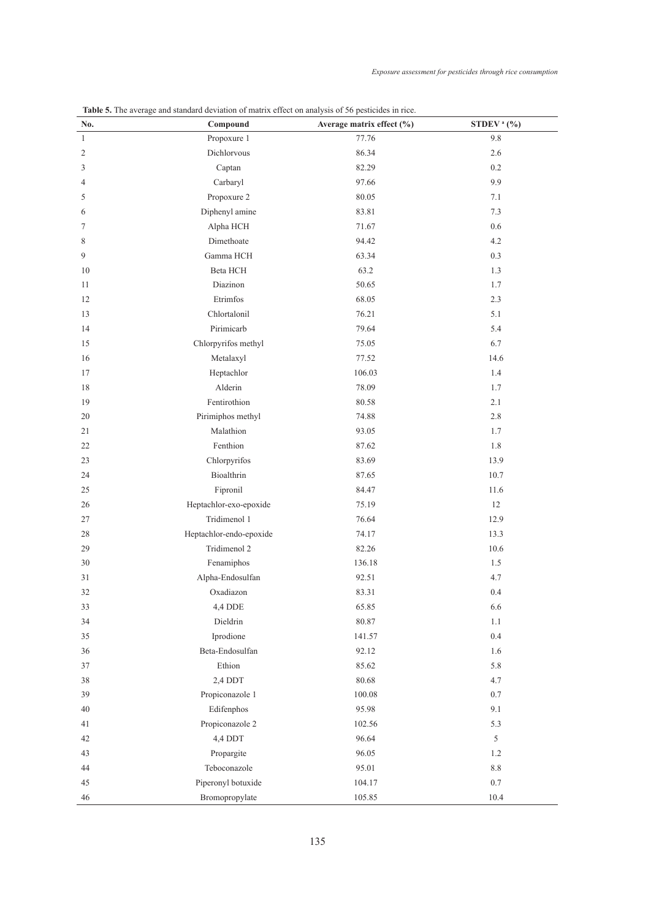**Table 5.** The average and standard deviation of matrix effect on analysis of 56 pesticides in rice.

| No. | Compound | Average matrix effect (%) | STDEV [a] (%) |
|---|---|---|---|
| 1 | Propoxure 1 | 77.76 | 9.8 |
| 2 | Dichlorvous | 86.34 | 2.6 |
| 3 | Captan | 82.29 | 0.2 |
| 4 | Carbaryl | 97.66 | 9.9 |
| 5 | Propoxure 2 | 80.05 | 7.1 |
| 6 | Diphenyl amine | 83.81 | 7.3 |
| 7 | Alpha HCH | 71.67 | 0.6 |
| 8 | Dimethoate | 94.42 | 4.2 |
| 9 | Gamma HCH | 63.34 | 0.3 |
| 10 | Beta HCH | 63.2 | 1.3 |
| 11 | Diazinon | 50.65 | 1.7 |
| 12 | Etrimfos | 68.05 | 2.3 |
| 13 | Chlortalonil | 76.21 | 5.1 |
| 14 | Pirimicarb | 79.64 | 5.4 |
| 15 | Chlorpyrifos methyl | 75.05 | 6.7 |
| 16 | Metalaxyl | 77.52 | 14.6 |
| 17 | Heptachlor | 106.03 | 1.4 |
| 18 | Alderin | 78.09 | 1.7 |
| 19 | Fentirothion | 80.58 | 2.1 |
| 20 | Pirimiphos methyl | 74.88 | 2.8 |
| 21 | Malathion | 93.05 | 1.7 |
| 22 | Fenthion | 87.62 | 1.8 |
| 23 | Chlorpyrifos | 83.69 | 13.9 |
| 24 | Bioalthrin | 87.65 | 10.7 |
| 25 | Fipronil | 84.47 | 11.6 |
| 26 | Heptachlor-exo-epoxide | 75.19 | 12 |
| 27 | Tridimenol 1 | 76.64 | 12.9 |
| 28 | Heptachlor-endo-epoxide | 74.17 | 13.3 |
| 29 | Tridimenol 2 | 82.26 | 10.6 |
| 30 | Fenamiphos | 136.18 | 1.5 |
| 31 | Alpha-Endosulfan | 92.51 | 4.7 |
| 32 | Oxadiazon | 83.31 | 0.4 |
| 33 | 4,4 DDE | 65.85 | 6.6 |
| 34 | Dieldrin | 80.87 | 1.1 |
| 35 | Iprodione | 141.57 | 0.4 |
| 36 | Beta-Endosulfan | 92.12 | 1.6 |
| 37 | Ethion | 85.62 | 5.8 |
| 38 | 2,4 DDT | 80.68 | 4.7 |
| 39 | Propiconazole 1 | 100.08 | 0.7 |
| 40 | Edifenphos | 95.98 | 9.1 |
| 41 | Propiconazole 2 | 102.56 | 5.3 |
| 42 | 4,4 DDT | 96.64 | 5 |
| 43 | Propargite | 96.05 | 1.2 |
| 44 | Teboconazole | 95.01 | 8.8 |
| 45 | Piperonyl botuxide | 104.17 | 0.7 |
| 46 | Bromopropylate | 105.85 | 10.4 |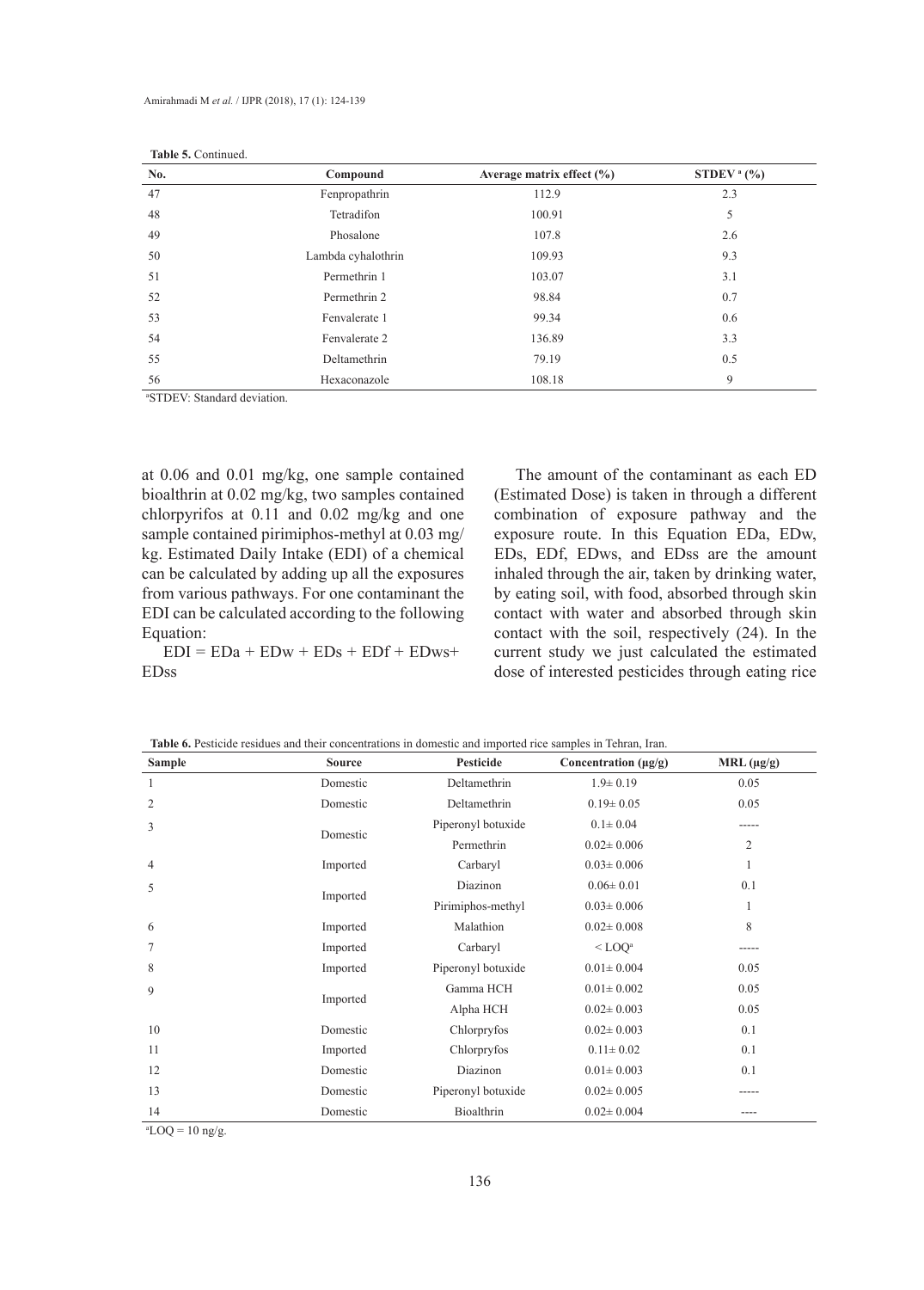**Table 5.** Continued.

| No. | Compound | Average matrix effect (%) | STDEV [a] (%) |
|---|---|---|---|
| 47 | Fenpropathrin | 112.9 | 2.3 |
| 48 | Tetradifon | 100.91 | 5 |
| 49 | Phosalone | 107.8 | 2.6 |
| 50 | Lambda cyhalothrin | 109.93 | 9.3 |
| 51 | Permethrin 1 | 103.07 | 3.1 |
| 52 | Permethrin 2 | 98.84 | 0.7 |
| 53 | Fenvalerate 1 | 99.34 | 0.6 |
| 54 | Fenvalerate 2 | 136.89 | 3.3 |
| 55 | Deltamethrin | 79.19 | 0.5 |
| 56 | Hexaconazole | 108.18 | 9 |

[a]STDEV: Standard deviation.

at 0.06 and 0.01 mg/kg, one sample contained bioalthrin at 0.02 mg/kg, two samples contained chlorpyrifos at 0.11 and 0.02 mg/kg and one sample contained pirimiphos-methyl at 0.03 mg/kg. Estimated Daily Intake (EDI) of a chemical can be calculated by adding up all the exposures from various pathways. For one contaminant the EDI can be calculated according to the following Equation:

$$EDI = EDa + EDw + EDs + EDf + EDws + EDss$$

The amount of the contaminant as each ED (Estimated Dose) is taken in through a different combination of exposure pathway and the exposure route. In this Equation EDa, EDw, EDs, EDf, EDws, and EDss are the amount inhaled through the air, taken by drinking water, by eating soil, with food, absorbed through skin contact with water and absorbed through skin contact with the soil, respectively (24). In the current study we just calculated the estimated dose of interested pesticides through eating rice

**Table 6.** Pesticide residues and their concentrations in domestic and imported rice samples in Tehran, Iran.

| Sample | Source | Pesticide | Concentration (μg/g) | MRL (μg/g) |
|---|---|---|---|---|
| 1 | Domestic | Deltamethrin | 1.9± 0.19 | 0.05 |
| 2 | Domestic | Deltamethrin | 0.19± 0.05 | 0.05 |
| 3 | Domestic | Piperonyl botuxide | 0.1± 0.04 | ----- |
| | | Permethrin | 0.02± 0.006 | 2 |
| 4 | Imported | Carbaryl | 0.03± 0.006 | 1 |
| 5 | Imported | Diazinon | 0.06± 0.01 | 0.1 |
| | | Pirimiphos-methyl | 0.03± 0.006 | 1 |
| 6 | Imported | Malathion | 0.02± 0.008 | 8 |
| 7 | Imported | Carbaryl | < LOQ[a] | ----- |
| 8 | Imported | Piperonyl botuxide | 0.01± 0.004 | 0.05 |
| 9 | Imported | Gamma HCH | 0.01± 0.002 | 0.05 |
| | | Alpha HCH | 0.02± 0.003 | 0.05 |
| 10 | Domestic | Chlorpryfos | 0.02± 0.003 | 0.1 |
| 11 | Imported | Chlorpryfos | 0.11± 0.02 | 0.1 |
| 12 | Domestic | Diazinon | 0.01± 0.003 | 0.1 |
| 13 | Domestic | Piperonyl botuxide | 0.02± 0.005 | ----- |
| 14 | Domestic | Bioalthrin | 0.02± 0.004 | ---- |

[a]LOQ = 10 ng/g.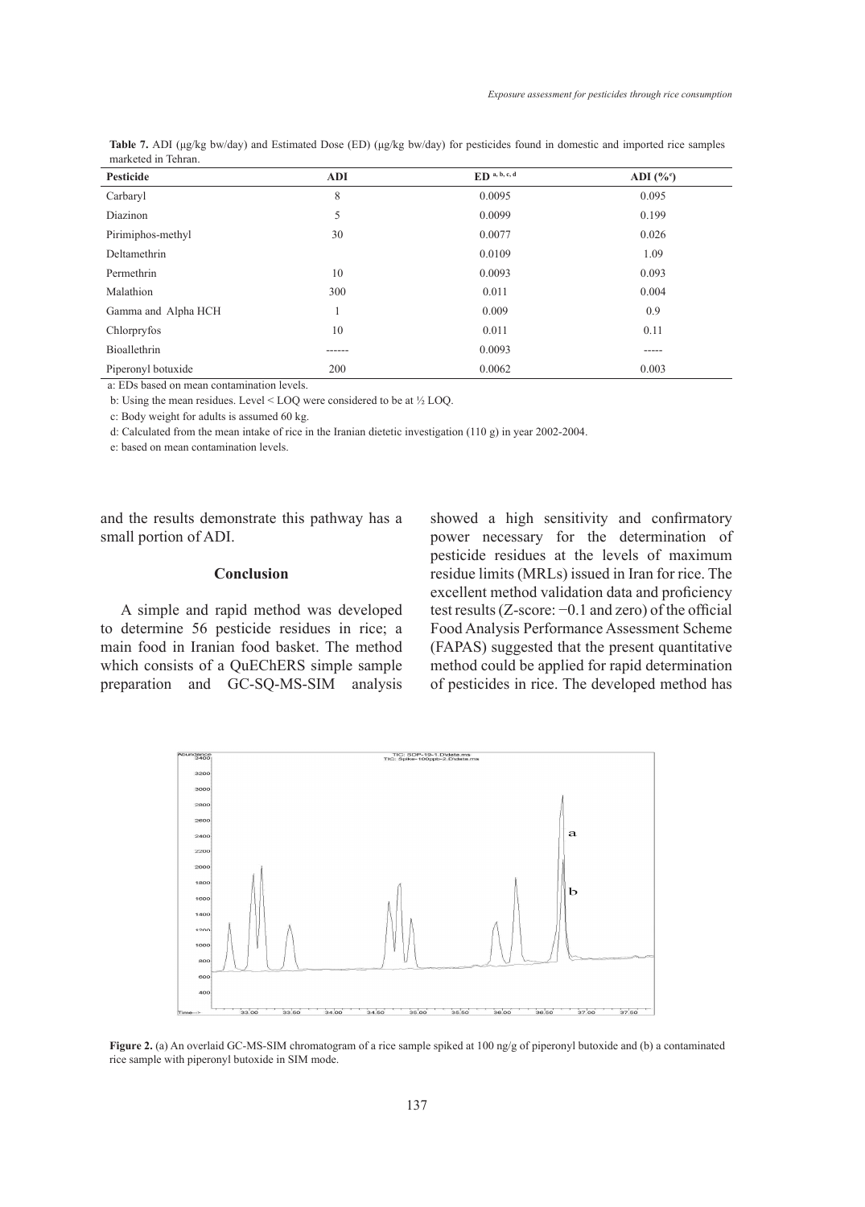**Table 7.** ADI (μg/kg bw/day) and Estimated Dose (ED) (μg/kg bw/day) for pesticides found in domestic and imported rice samples marketed in Tehran.

| Pesticide | ADI | ED [a, b, c, d] | ADI (%[e]) |
|---|---|---|---|
| Carbaryl | 8 | 0.0095 | 0.095 |
| Diazinon | 5 | 0.0099 | 0.199 |
| Pirimiphos-methyl | 30 | 0.0077 | 0.026 |
| Deltamethrin | | 0.0109 | 1.09 |
| Permethrin | 10 | 0.0093 | 0.093 |
| Malathion | 300 | 0.011 | 0.004 |
| Gamma and Alpha HCH | 1 | 0.009 | 0.9 |
| Chlorpryfos | 10 | 0.011 | 0.11 |
| Bioallethrin | ------ | 0.0093 | ----- |
| Piperonyl botuxide | 200 | 0.0062 | 0.003 |

a: EDs based on mean contamination levels.

b: Using the mean residues. Level < LOQ were considered to be at ½ LOQ.

c: Body weight for adults is assumed 60 kg.

d: Calculated from the mean intake of rice in the Iranian dietetic investigation (110 g) in year 2002-2004.

e: based on mean contamination levels.

and the results demonstrate this pathway has a small portion of ADI.

## Conclusion

A simple and rapid method was developed to determine 56 pesticide residues in rice; a main food in Iranian food basket. The method which consists of a QuEChERS simple sample preparation and GC-SQ-MS-SIM analysis showed a high sensitivity and confirmatory power necessary for the determination of pesticide residues at the levels of maximum residue limits (MRLs) issued in Iran for rice. The excellent method validation data and proficiency test results (Z-score: −0.1 and zero) of the official Food Analysis Performance Assessment Scheme (FAPAS) suggested that the present quantitative method could be applied for rapid determination of pesticides in rice. The developed method has

**Figure 2.** (a) An overlaid GC-MS-SIM chromatogram of a rice sample spiked at 100 ng/g of piperonyl butoxide and (b) a contaminated rice sample with piperonyl butoxide in SIM mode.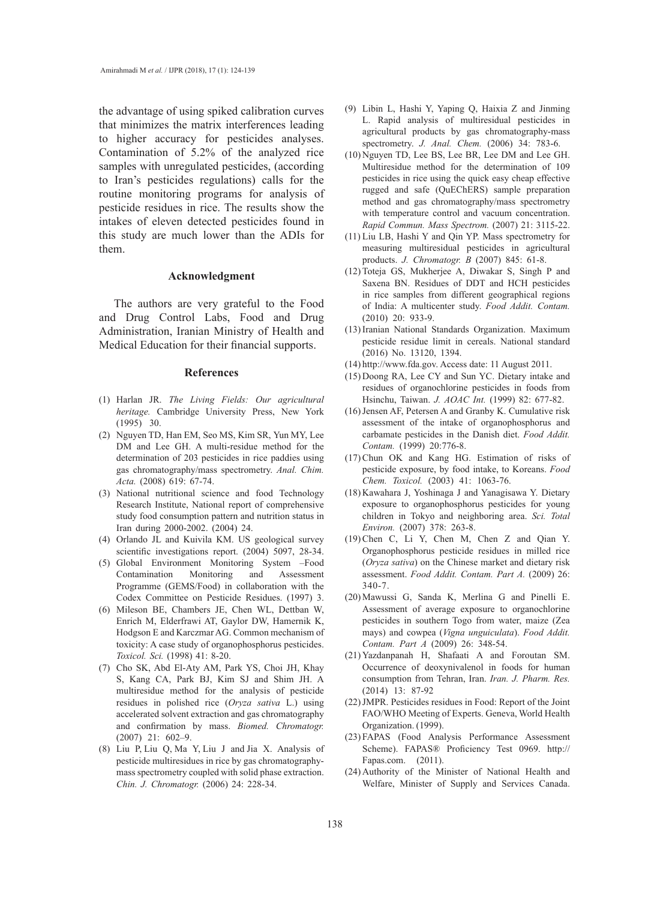the advantage of using spiked calibration curves that minimizes the matrix interferences leading to higher accuracy for pesticides analyses. Contamination of 5.2% of the analyzed rice samples with unregulated pesticides, (according to Iran's pesticides regulations) calls for the routine monitoring programs for analysis of pesticide residues in rice. The results show the intakes of eleven detected pesticides found in this study are much lower than the ADIs for them.

## Acknowledgment

The authors are very grateful to the Food and Drug Control Labs, Food and Drug Administration, Iranian Ministry of Health and Medical Education for their financial supports.

## References

(1) Harlan JR. *The Living Fields: Our agricultural heritage.* Cambridge University Press, New York (1995) 30.

(2) Nguyen TD, Han EM, Seo MS, Kim SR, Yun MY, Lee DM and Lee GH. A multi-residue method for the determination of 203 pesticides in rice paddies using gas chromatography/mass spectrometry. *Anal. Chim. Acta.* (2008) 619: 67-74.

(3) National nutritional science and food Technology Research Institute, National report of comprehensive study food consumption pattern and nutrition status in Iran during 2000-2002. (2004) 24.

(4) Orlando JL and Kuivila KM. US geological survey scientific investigations report. (2004) 5097, 28-34.

(5) Global Environment Monitoring System –Food Contamination Monitoring and Assessment Programme (GEMS/Food) in collaboration with the Codex Committee on Pesticide Residues. (1997) 3.

(6) Mileson BE, Chambers JE, Chen WL, Dettban W, Enrich M, Elderfrawi AT, Gaylor DW, Hamernik K, Hodgson E and Karczmar AG. Common mechanism of toxicity: A case study of organophosphorus pesticides. *Toxicol. Sci.* (1998) 41: 8-20.

(7) Cho SK, Abd El-Aty AM, Park YS, Choi JH, Khay S, Kang CA, Park BJ, Kim SJ and Shim JH. A multiresidue method for the analysis of pesticide residues in polished rice (*Oryza sativa* L.) using accelerated solvent extraction and gas chromatography and confirmation by mass. *Biomed. Chromatogr.* (2007) 21: 602–9.

(8) Liu P, Liu Q, Ma Y, Liu J and Jia X. Analysis of pesticide multiresidues in rice by gas chromatography-mass spectrometry coupled with solid phase extraction. *Chin. J. Chromatogr.* (2006) 24: 228-34.

(9) Libin L, Hashi Y, Yaping Q, Haixia Z and Jinming L. Rapid analysis of multiresidual pesticides in agricultural products by gas chromatography-mass spectrometry. *J. Anal. Chem.* (2006) 34: 783-6.

(10) Nguyen TD, Lee BS, Lee BR, Lee DM and Lee GH. Multiresidue method for the determination of 109 pesticides in rice using the quick easy cheap effective rugged and safe (QuEChERS) sample preparation method and gas chromatography/mass spectrometry with temperature control and vacuum concentration. *Rapid Commun. Mass Spectrom.* (2007) 21: 3115-22.

(11) Liu LB, Hashi Y and Qin YP. Mass spectrometry for measuring multiresidual pesticides in agricultural products. *J. Chromatogr. B* (2007) 845: 61-8.

(12) Toteja GS, Mukherjee A, Diwakar S, Singh P and Saxena BN. Residues of DDT and HCH pesticides in rice samples from different geographical regions of India: A multicenter study. *Food Addit. Contam.* (2010) 20: 933-9.

(13) Iranian National Standards Organization. Maximum pesticide residue limit in cereals. National standard (2016) No. 13120, 1394.

(14) http://www.fda.gov. Access date: 11 August 2011.

(15) Doong RA, Lee CY and Sun YC. Dietary intake and residues of organochlorine pesticides in foods from Hsinchu, Taiwan. *J. AOAC Int.* (1999) 82: 677-82.

(16) Jensen AF, Petersen A and Granby K. Cumulative risk assessment of the intake of organophosphorus and carbamate pesticides in the Danish diet. *Food Addit. Contam.* (1999) 20:776-8.

(17) Chun OK and Kang HG. Estimation of risks of pesticide exposure, by food intake, to Koreans. *Food Chem. Toxicol.* (2003) 41: 1063-76.

(18) Kawahara J, Yoshinaga J and Yanagisawa Y. Dietary exposure to organophosphorus pesticides for young children in Tokyo and neighboring area. *Sci. Total Environ.* (2007) 378: 263-8.

(19) Chen C, Li Y, Chen M, Chen Z and Qian Y. Organophosphorus pesticide residues in milled rice (*Oryza sativa*) on the Chinese market and dietary risk assessment. *Food Addit. Contam. Part A.* (2009) 26: 340-7.

(20) Mawussi G, Sanda K, Merlina G and Pinelli E. Assessment of average exposure to organochlorine pesticides in southern Togo from water, maize (Zea mays) and cowpea (*Vigna unguiculata*). *Food Addit. Contam. Part A* (2009) 26: 348-54.

(21) Yazdanpanah H, Shafaati A and Foroutan SM. Occurrence of deoxynivalenol in foods for human consumption from Tehran, Iran. *Iran. J. Pharm. Res.* (2014) 13: 87-92

(22) JMPR. Pesticides residues in Food: Report of the Joint FAO/WHO Meeting of Experts. Geneva, World Health Organization. (1999).

(23) FAPAS (Food Analysis Performance Assessment Scheme). FAPAS® Proficiency Test 0969. http://Fapas.com. (2011).

(24) Authority of the Minister of National Health and Welfare, Minister of Supply and Services Canada.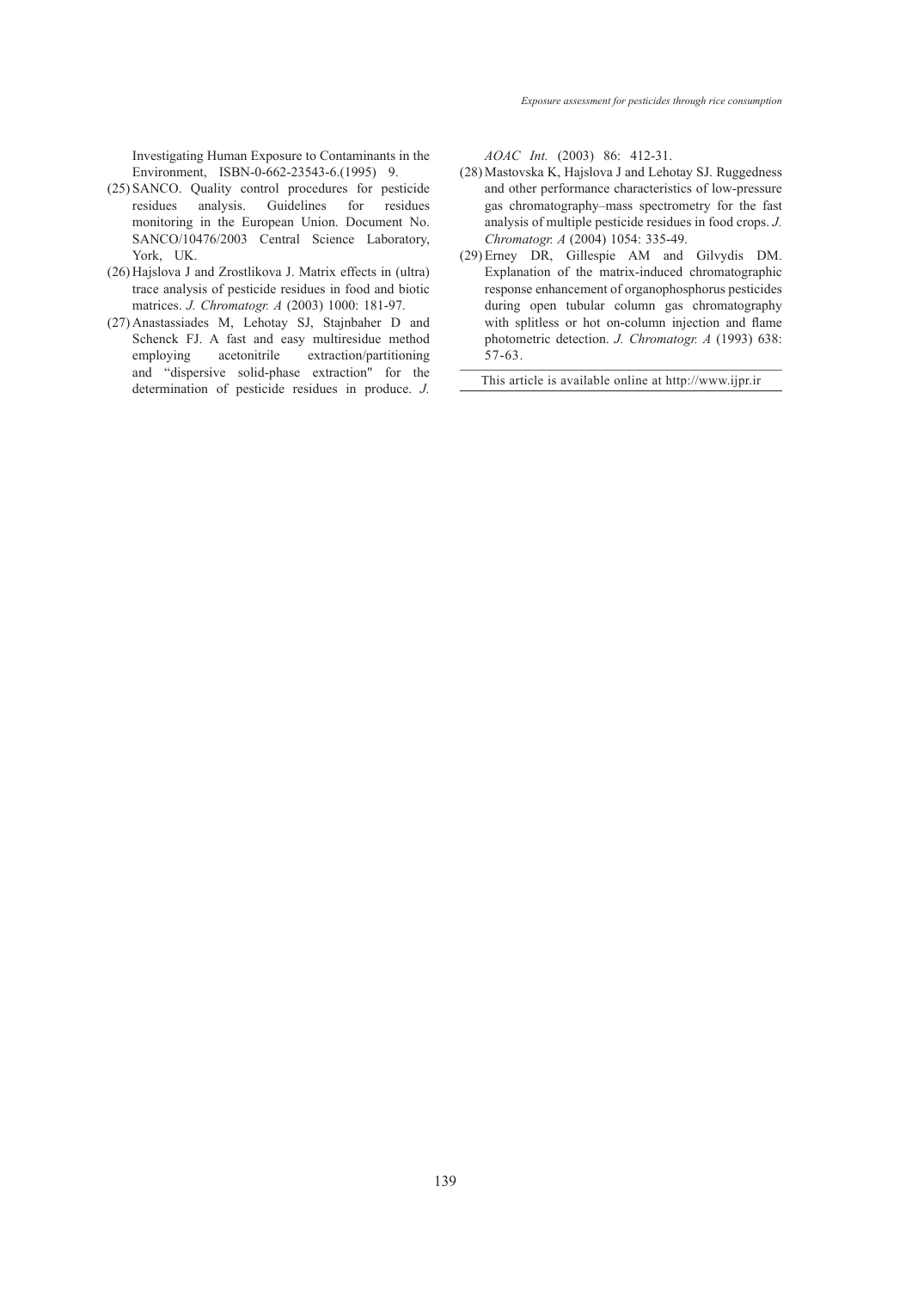Investigating Human Exposure to Contaminants in the Environment, ISBN-0-662-23543-6.(1995) 9.

(25) SANCO. Quality control procedures for pesticide residues analysis. Guidelines for residues monitoring in the European Union. Document No. SANCO/10476/2003 Central Science Laboratory, York, UK.

(26) Hajslova J and Zrostlikova J. Matrix effects in (ultra) trace analysis of pesticide residues in food and biotic matrices. *J. Chromatogr. A* (2003) 1000: 181-97.

(27) Anastassiades M, Lehotay SJ, Stajnbaher D and Schenck FJ. A fast and easy multiresidue method employing acetonitrile extraction/partitioning and "dispersive solid-phase extraction" for the determination of pesticide residues in produce. *J. AOAC Int.* (2003) 86: 412-31.

(28) Mastovska K, Hajslova J and Lehotay SJ. Ruggedness and other performance characteristics of low-pressure gas chromatography–mass spectrometry for the fast analysis of multiple pesticide residues in food crops. *J. Chromatogr. A* (2004) 1054: 335-49.

(29) Erney DR, Gillespie AM and Gilvydis DM. Explanation of the matrix-induced chromatographic response enhancement of organophosphorus pesticides during open tubular column gas chromatography with splitless or hot on-column injection and flame photometric detection. *J. Chromatogr. A* (1993) 638: 57-63.

This article is available online at http://www.ijpr.ir